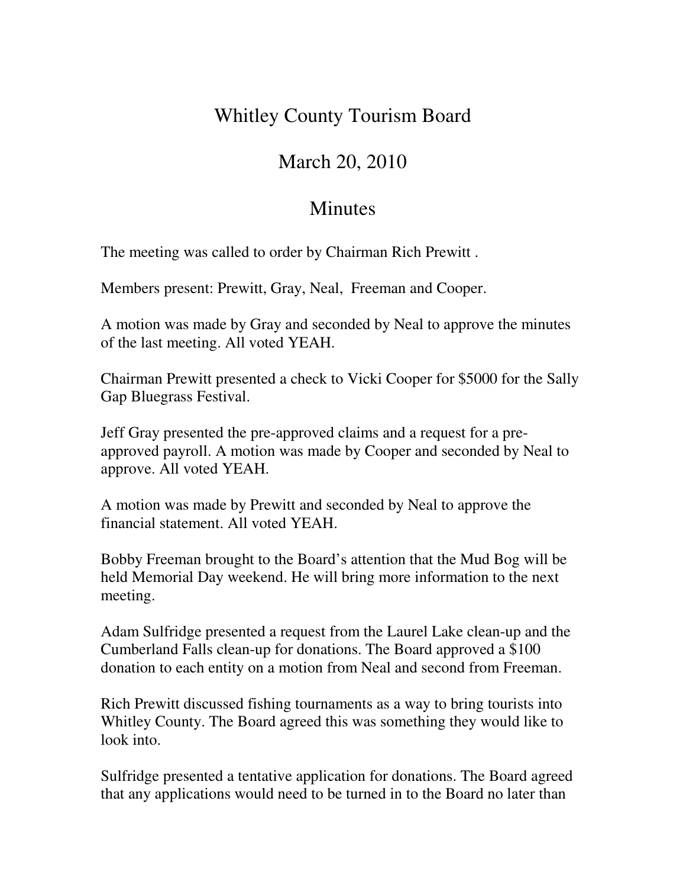# Whitley County Tourism Board

## March 20, 2010

## Minutes

The meeting was called to order by Chairman Rich Prewitt .

Members present: Prewitt, Gray, Neal, Freeman and Cooper.

A motion was made by Gray and seconded by Neal to approve the minutes of the last meeting. All voted YEAH.

Chairman Prewitt presented a check to Vicki Cooper for $5000 for the Sally Gap Bluegrass Festival.

Jeff Gray presented the pre-approved claims and a request for a pre-approved payroll. A motion was made by Cooper and seconded by Neal to approve. All voted YEAH.

A motion was made by Prewitt and seconded by Neal to approve the financial statement. All voted YEAH.

Bobby Freeman brought to the Board's attention that the Mud Bog will be held Memorial Day weekend. He will bring more information to the next meeting.

Adam Sulfridge presented a request from the Laurel Lake clean-up and the Cumberland Falls clean-up for donations. The Board approved a $100 donation to each entity on a motion from Neal and second from Freeman.

Rich Prewitt discussed fishing tournaments as a way to bring tourists into Whitley County. The Board agreed this was something they would like to look into.

Sulfridge presented a tentative application for donations. The Board agreed that any applications would need to be turned in to the Board no later than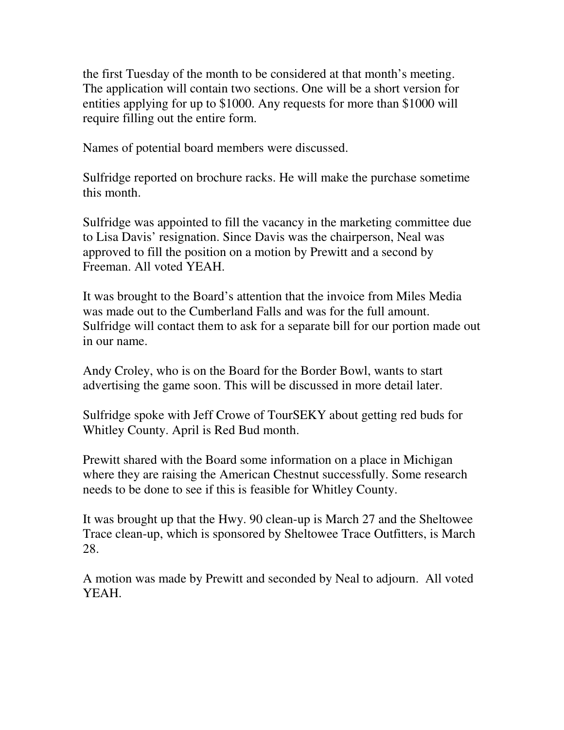the first Tuesday of the month to be considered at that month's meeting. The application will contain two sections. One will be a short version for entities applying for up to $1000. Any requests for more than $1000 will require filling out the entire form.

Names of potential board members were discussed.

Sulfridge reported on brochure racks. He will make the purchase sometime this month.

Sulfridge was appointed to fill the vacancy in the marketing committee due to Lisa Davis' resignation. Since Davis was the chairperson, Neal was approved to fill the position on a motion by Prewitt and a second by Freeman. All voted YEAH.

It was brought to the Board's attention that the invoice from Miles Media was made out to the Cumberland Falls and was for the full amount. Sulfridge will contact them to ask for a separate bill for our portion made out in our name.

Andy Croley, who is on the Board for the Border Bowl, wants to start advertising the game soon. This will be discussed in more detail later.

Sulfridge spoke with Jeff Crowe of TourSEKY about getting red buds for Whitley County. April is Red Bud month.

Prewitt shared with the Board some information on a place in Michigan where they are raising the American Chestnut successfully. Some research needs to be done to see if this is feasible for Whitley County.

It was brought up that the Hwy. 90 clean-up is March 27 and the Sheltowee Trace clean-up, which is sponsored by Sheltowee Trace Outfitters, is March 28.

A motion was made by Prewitt and seconded by Neal to adjourn. All voted YEAH.